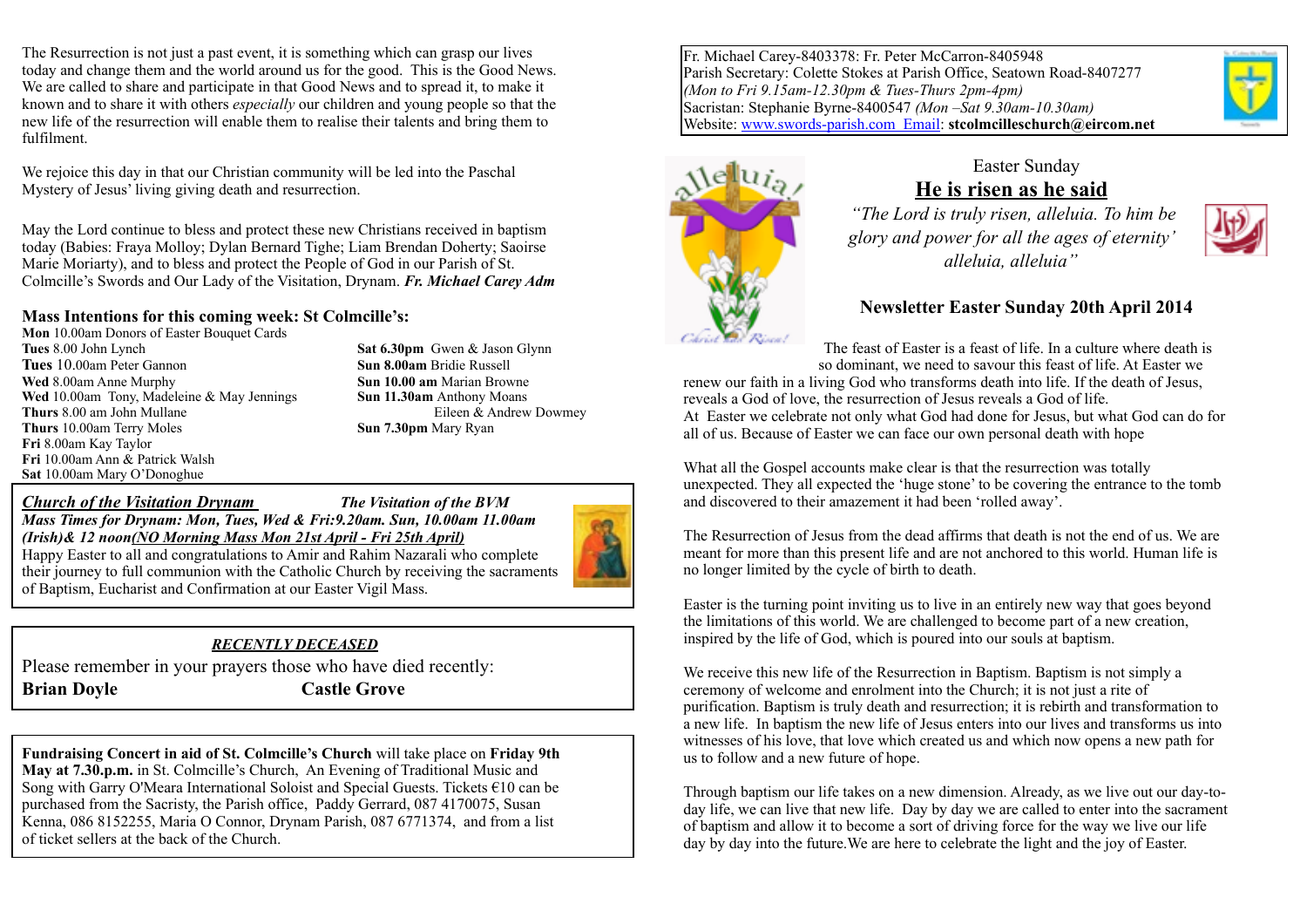Fr. Michael Carey-8403378: Fr. Peter McCarron-8405948
Parish Secretary: Colette Stokes at Parish Office, Seatown Road-8407277
*(Mon to Fri 9.15am-12.30pm & Tues-Thurs 2pm-4pm)*
Sacristan: Stephanie Byrne-8400547 *(Mon –Sat 9.30am-10.30am)*
Website: www.swords-parish.com Email: **stcolmcilleschurch@eircom.net**

Easter Sunday

## He is risen as he said

*"The Lord is truly risen, alleluia. To him be glory and power for all the ages of eternity' alleluia, alleluia"*

## Newsletter Easter Sunday 20th April 2014

The feast of Easter is a feast of life. In a culture where death is so dominant, we need to savour this feast of life. At Easter we renew our faith in a living God who transforms death into life. If the death of Jesus, reveals a God of love, the resurrection of Jesus reveals a God of life.
At Easter we celebrate not only what God had done for Jesus, but what God can do for all of us. Because of Easter we can face our own personal death with hope

What all the Gospel accounts make clear is that the resurrection was totally unexpected. They all expected the 'huge stone' to be covering the entrance to the tomb and discovered to their amazement it had been 'rolled away'.

The Resurrection of Jesus from the dead affirms that death is not the end of us. We are meant for more than this present life and are not anchored to this world. Human life is no longer limited by the cycle of birth to death.

Easter is the turning point inviting us to live in an entirely new way that goes beyond the limitations of this world. We are challenged to become part of a new creation, inspired by the life of God, which is poured into our souls at baptism.

We receive this new life of the Resurrection in Baptism. Baptism is not simply a ceremony of welcome and enrolment into the Church; it is not just a rite of purification. Baptism is truly death and resurrection; it is rebirth and transformation to a new life. In baptism the new life of Jesus enters into our lives and transforms us into witnesses of his love, that love which created us and which now opens a new path for us to follow and a new future of hope.

Through baptism our life takes on a new dimension. Already, as we live out our day-to-day life, we can live that new life. Day by day we are called to enter into the sacrament of baptism and allow it to become a sort of driving force for the way we live our life day by day into the future.We are here to celebrate the light and the joy of Easter.

The Resurrection is not just a past event, it is something which can grasp our lives today and change them and the world around us for the good. This is the Good News. We are called to share and participate in that Good News and to spread it, to make it known and to share it with others *especially* our children and young people so that the new life of the resurrection will enable them to realise their talents and bring them to fulfilment.

We rejoice this day in that our Christian community will be led into the Paschal Mystery of Jesus' living giving death and resurrection.

May the Lord continue to bless and protect these new Christians received in baptism today (Babies: Fraya Molloy; Dylan Bernard Tighe; Liam Brendan Doherty; Saoirse Marie Moriarty), and to bless and protect the People of God in our Parish of St. Colmcille's Swords and Our Lady of the Visitation, Drynam. ***Fr. Michael Carey Adm***

### Mass Intentions for this coming week: St Colmcille's:

**Mon** 10.00am Donors of Easter Bouquet Cards
**Tues** 8.00 John Lynch
**Tues** 10.00am Peter Gannon
**Wed** 8.00am Anne Murphy
**Wed** 10.00am Tony, Madeleine & May Jennings
**Thurs** 8.00 am John Mullane
**Thurs** 10.00am Terry Moles
**Fri** 8.00am Kay Taylor
**Fri** 10.00am Ann & Patrick Walsh
**Sat** 10.00am Mary O'Donoghue
**Sat 6.30pm** Gwen & Jason Glynn
**Sun 8.00am** Bridie Russell
**Sun 10.00 am** Marian Browne
**Sun 11.30am** Anthony Moans
Eileen & Andrew Dowmey
**Sun 7.30pm** Mary Ryan

***Church of the Visitation Drynam*** ***The Visitation of the BVM***
***Mass Times for Drynam: Mon, Tues, Wed & Fri:9.20am. Sun, 10.00am 11.00am (Irish)& 12 noon(NO Morning Mass Mon 21st April - Fri 25th April)***
Happy Easter to all and congratulations to Amir and Rahim Nazarali who complete their journey to full communion with the Catholic Church by receiving the sacraments of Baptism, Eucharist and Confirmation at our Easter Vigil Mass.

***RECENTLY DECEASED***
Please remember in your prayers those who have died recently:
**Brian Doyle** **Castle Grove**

**Fundraising Concert in aid of St. Colmcille's Church** will take place on **Friday 9th May at 7.30.p.m.** in St. Colmcille's Church, An Evening of Traditional Music and Song with Garry O'Meara International Soloist and Special Guests. Tickets €10 can be purchased from the Sacristy, the Parish office, Paddy Gerrard, 087 4170075, Susan Kenna, 086 8152255, Maria O Connor, Drynam Parish, 087 6771374, and from a list of ticket sellers at the back of the Church.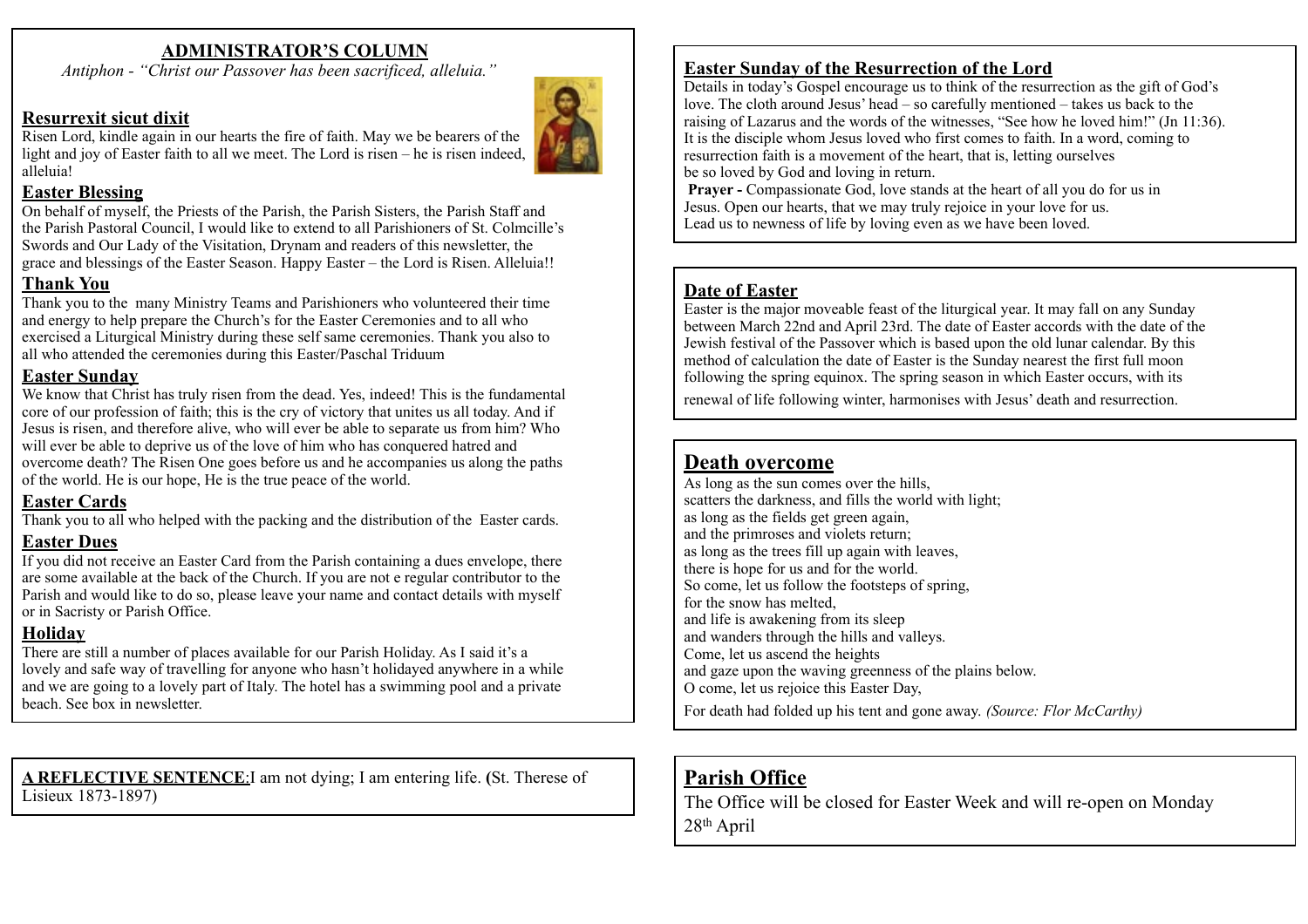## ADMINISTRATOR'S COLUMN

*Antiphon - "Christ our Passover has been sacrificed, alleluia."*

### Resurrexit sicut dixit

Risen Lord, kindle again in our hearts the fire of faith. May we be bearers of the light and joy of Easter faith to all we meet. The Lord is risen – he is risen indeed, alleluia!

### Easter Blessing

On behalf of myself, the Priests of the Parish, the Parish Sisters, the Parish Staff and the Parish Pastoral Council, I would like to extend to all Parishioners of St. Colmcille's Swords and Our Lady of the Visitation, Drynam and readers of this newsletter, the grace and blessings of the Easter Season. Happy Easter – the Lord is Risen. Alleluia!!

### Thank You

Thank you to the many Ministry Teams and Parishioners who volunteered their time and energy to help prepare the Church's for the Easter Ceremonies and to all who exercised a Liturgical Ministry during these self same ceremonies. Thank you also to all who attended the ceremonies during this Easter/Paschal Triduum

### Easter Sunday

We know that Christ has truly risen from the dead. Yes, indeed! This is the fundamental core of our profession of faith; this is the cry of victory that unites us all today. And if Jesus is risen, and therefore alive, who will ever be able to separate us from him? Who will ever be able to deprive us of the love of him who has conquered hatred and overcome death? The Risen One goes before us and he accompanies us along the paths of the world. He is our hope, He is the true peace of the world.

### Easter Cards

Thank you to all who helped with the packing and the distribution of the Easter cards.

### Easter Dues

If you did not receive an Easter Card from the Parish containing a dues envelope, there are some available at the back of the Church. If you are not e regular contributor to the Parish and would like to do so, please leave your name and contact details with myself or in Sacristy or Parish Office.

### Holiday

There are still a number of places available for our Parish Holiday. As I said it's a lovely and safe way of travelling for anyone who hasn't holidayed anywhere in a while and we are going to a lovely part of Italy. The hotel has a swimming pool and a private beach. See box in newsletter.

**A REFLECTIVE SENTENCE**:I am not dying; I am entering life. (St. Therese of Lisieux 1873-1897)

## Easter Sunday of the Resurrection of the Lord

Details in today's Gospel encourage us to think of the resurrection as the gift of God's love. The cloth around Jesus' head – so carefully mentioned – takes us back to the raising of Lazarus and the words of the witnesses, "See how he loved him!" (Jn 11:36). It is the disciple whom Jesus loved who first comes to faith. In a word, coming to resurrection faith is a movement of the heart, that is, letting ourselves be so loved by God and loving in return.

**Prayer -** Compassionate God, love stands at the heart of all you do for us in Jesus. Open our hearts, that we may truly rejoice in your love for us. Lead us to newness of life by loving even as we have been loved.

## Date of Easter

Easter is the major moveable feast of the liturgical year. It may fall on any Sunday between March 22nd and April 23rd. The date of Easter accords with the date of the Jewish festival of the Passover which is based upon the old lunar calendar. By this method of calculation the date of Easter is the Sunday nearest the first full moon following the spring equinox. The spring season in which Easter occurs, with its renewal of life following winter, harmonises with Jesus' death and resurrection.

## Death overcome

As long as the sun comes over the hills,
scatters the darkness, and fills the world with light;
as long as the fields get green again,
and the primroses and violets return;
as long as the trees fill up again with leaves,
there is hope for us and for the world.
So come, let us follow the footsteps of spring,
for the snow has melted,
and life is awakening from its sleep
and wanders through the hills and valleys.
Come, let us ascend the heights
and gaze upon the waving greenness of the plains below.
O come, let us rejoice this Easter Day,
For death had folded up his tent and gone away. *(Source: Flor McCarthy)*

## Parish Office

The Office will be closed for Easter Week and will re-open on Monday 28th April